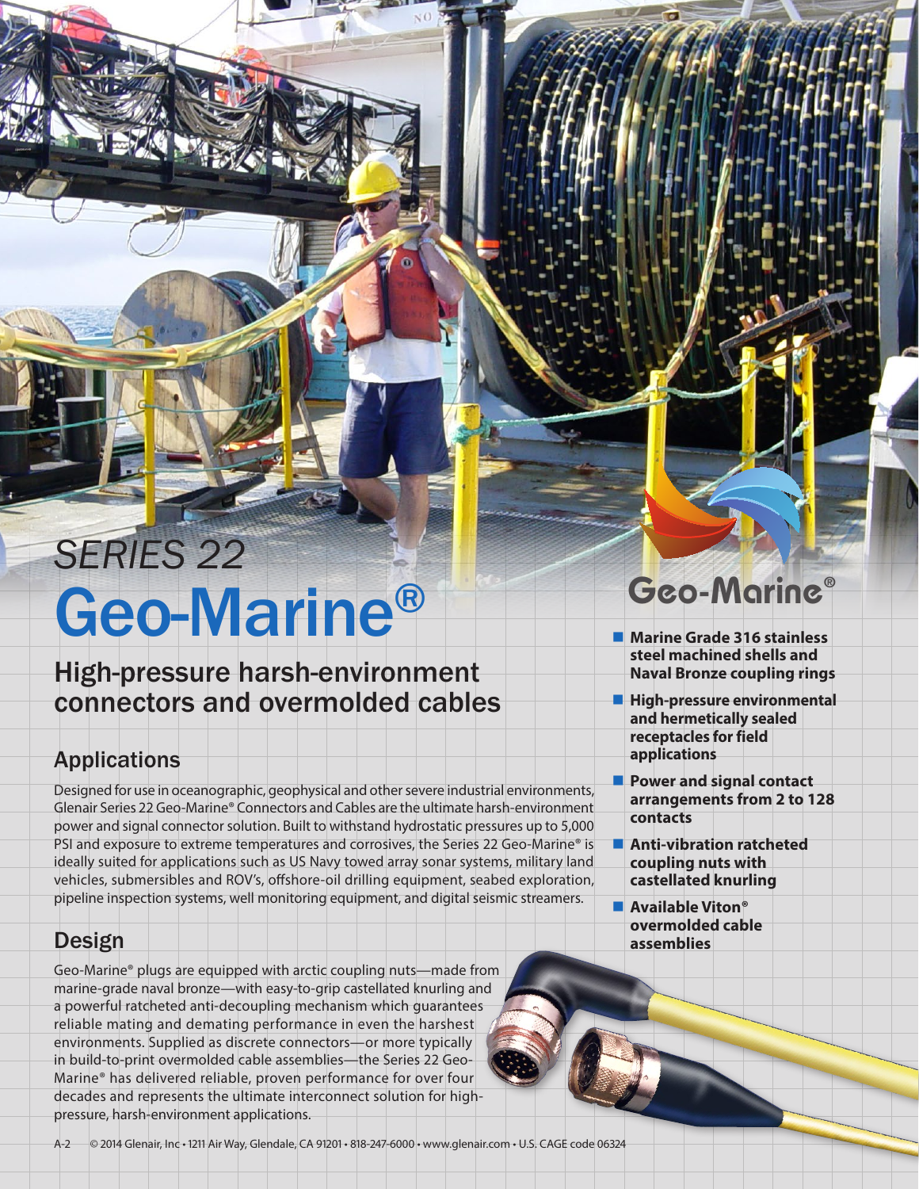# *SERIES 22* Geo-Marine®

## High-pressure harsh-environment connectors and overmolded cables

### Applications

Designed for use in oceanographic, geophysical and other severe industrial environments, Glenair Series 22 Geo-Marine® Connectors and Cables are the ultimate harsh-environment power and signal connector solution. Built to withstand hydrostatic pressures up to 5,000 PSI and exposure to extreme temperatures and corrosives, the Series 22 Geo-Marine® is ideally suited for applications such as US Navy towed array sonar systems, military land vehicles, submersibles and ROV's, offshore-oil drilling equipment, seabed exploration, pipeline inspection systems, well monitoring equipment, and digital seismic streamers.

### Design

Geo-Marine® plugs are equipped with arctic coupling nuts—made from marine-grade naval bronze—with easy-to-grip castellated knurling and a powerful ratcheted anti-decoupling mechanism which guarantees reliable mating and demating performance in even the harshest environments. Supplied as discrete connectors—or more typically in build-to-print overmolded cable assemblies—the Series 22 Geo-Marine® has delivered reliable, proven performance for over four decades and represents the ultimate interconnect solution for high-pressure, harsh-environment applications.

Geo-Marine®

- **Marine Grade 316 stainless steel machined shells and Naval Bronze coupling rings**
- **High-pressure environmental and hermetically sealed receptacles for field applications**
- **Power and signal contact arrangements from 2 to 128 contacts**
- **Anti-vibration ratcheted coupling nuts with castellated knurling**
- **Available Viton® overmolded cable assemblies**

A-2 © 2014 Glenair, Inc • 1211 Air Way, Glendale, CA 91201 • 818-247-6000 • www.glenair.com • U.S. CAGE code 06324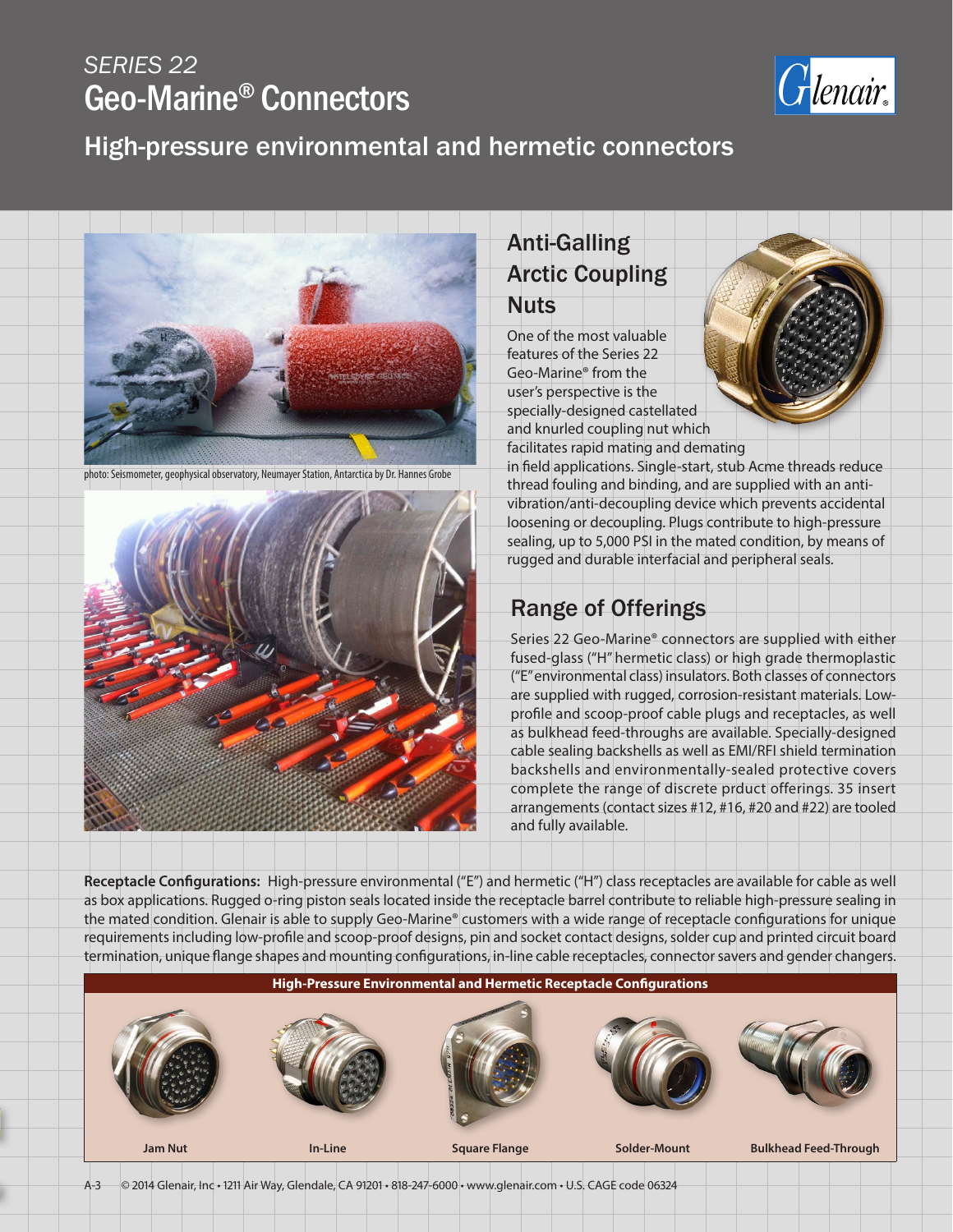# SERIES 22
# Geo-Marine® Connectors

## High-pressure environmental and hermetic connectors

photo: Seismometer, geophysical observatory, Neumayer Station, Antarctica by Dr. Hannes Grobe

## Anti-Galling Arctic Coupling Nuts

One of the most valuable features of the Series 22 Geo-Marine® from the user's perspective is the specially-designed castellated and knurled coupling nut which facilitates rapid mating and demating in field applications. Single-start, stub Acme threads reduce thread fouling and binding, and are supplied with an anti-vibration/anti-decoupling device which prevents accidental loosening or decoupling. Plugs contribute to high-pressure sealing, up to 5,000 PSI in the mated condition, by means of rugged and durable interfacial and peripheral seals.

## Range of Offerings

Series 22 Geo-Marine® connectors are supplied with either fused-glass ("H" hermetic class) or high grade thermoplastic ("E" environmental class) insulators. Both classes of connectors are supplied with rugged, corrosion-resistant materials. Low-profile and scoop-proof cable plugs and receptacles, as well as bulkhead feed-throughs are available. Specially-designed cable sealing backshells as well as EMI/RFI shield termination backshells and environmentally-sealed protective covers complete the range of discrete prduct offerings. 35 insert arrangements (contact sizes #12, #16, #20 and #22) are tooled and fully available.

**Receptacle Configurations:** High-pressure environmental ("E") and hermetic ("H") class receptacles are available for cable as well as box applications. Rugged o-ring piston seals located inside the receptacle barrel contribute to reliable high-pressure sealing in the mated condition. Glenair is able to supply Geo-Marine® customers with a wide range of receptacle configurations for unique requirements including low-profile and scoop-proof designs, pin and socket contact designs, solder cup and printed circuit board termination, unique flange shapes and mounting configurations, in-line cable receptacles, connector savers and gender changers.

**High-Pressure Environmental and Hermetic Receptacle Configurations**

Jam Nut

In-Line

Square Flange

Solder-Mount

Bulkhead Feed-Through

© 2014 Glenair, Inc • 1211 Air Way, Glendale, CA 91201 • 818-247-6000 • www.glenair.com • U.S. CAGE code 06324